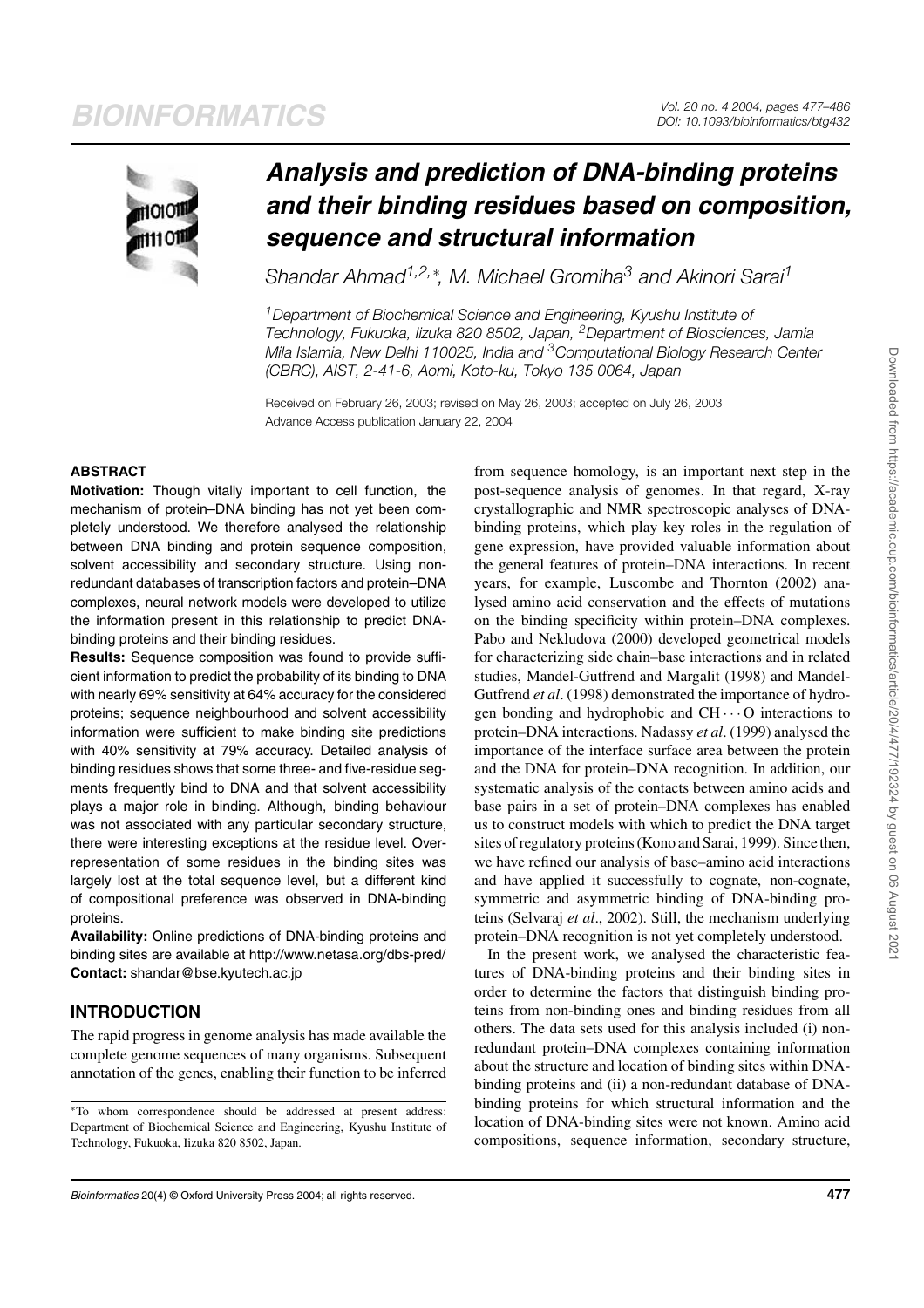# Analysis and prediction of DNA-binding proteins and their binding residues based on composition, sequence and structural information

*Shandar Ahmad*[1,2,*], *M. Michael Gromiha*[3] *and Akinori Sarai*[1]

[1]Department of Biochemical Science and Engineering, Kyushu Institute of Technology, Fukuoka, Iizuka 820 8502, Japan, [2]Department of Biosciences, Jamia Mila Islamia, New Delhi 110025, India and [3]Computational Biology Research Center (CBRC), AIST, 2-41-6, Aomi, Koto-ku, Tokyo 135 0064, Japan

Received on February 26, 2003; revised on May 26, 2003; accepted on July 26, 2003
Advance Access publication January 22, 2004

## ABSTRACT

**Motivation:** Though vitally important to cell function, the mechanism of protein–DNA binding has not yet been completely understood. We therefore analysed the relationship between DNA binding and protein sequence composition, solvent accessibility and secondary structure. Using non-redundant databases of transcription factors and protein–DNA complexes, neural network models were developed to utilize the information present in this relationship to predict DNA-binding proteins and their binding residues.

**Results:** Sequence composition was found to provide sufficient information to predict the probability of its binding to DNA with nearly 69% sensitivity at 64% accuracy for the considered proteins; sequence neighbourhood and solvent accessibility information were sufficient to make binding site predictions with 40% sensitivity at 79% accuracy. Detailed analysis of binding residues shows that some three- and five-residue segments frequently bind to DNA and that solvent accessibility plays a major role in binding. Although, binding behaviour was not associated with any particular secondary structure, there were interesting exceptions at the residue level. Over-representation of some residues in the binding sites was largely lost at the total sequence level, but a different kind of compositional preference was observed in DNA-binding proteins.

**Availability:** Online predictions of DNA-binding proteins and binding sites are available at http://www.netasa.org/dbs-pred/

**Contact:** shandar@bse.kyutech.ac.jp

## INTRODUCTION

The rapid progress in genome analysis has made available the complete genome sequences of many organisms. Subsequent annotation of the genes, enabling their function to be inferred from sequence homology, is an important next step in the post-sequence analysis of genomes. In that regard, X-ray crystallographic and NMR spectroscopic analyses of DNA-binding proteins, which play key roles in the regulation of gene expression, have provided valuable information about the general features of protein–DNA interactions. In recent years, for example, Luscombe and Thornton (2002) analysed amino acid conservation and the effects of mutations on the binding specificity within protein–DNA complexes. Pabo and Nekludova (2000) developed geometrical models for characterizing side chain–base interactions and in related studies, Mandel-Gutfrend and Margalit (1998) and Mandel-Gutfrend *et al*. (1998) demonstrated the importance of hydrogen bonding and hydrophobic and CH···O interactions to protein–DNA interactions. Nadassy *et al*. (1999) analysed the importance of the interface surface area between the protein and the DNA for protein–DNA recognition. In addition, our systematic analysis of the contacts between amino acids and base pairs in a set of protein–DNA complexes has enabled us to construct models with which to predict the DNA target sites of regulatory proteins (Kono and Sarai, 1999). Since then, we have refined our analysis of base–amino acid interactions and have applied it successfully to cognate, non-cognate, symmetric and asymmetric binding of DNA-binding proteins (Selvaraj *et al*., 2002). Still, the mechanism underlying protein–DNA recognition is not yet completely understood.

In the present work, we analysed the characteristic features of DNA-binding proteins and their binding sites in order to determine the factors that distinguish binding proteins from non-binding ones and binding residues from all others. The data sets used for this analysis included (i) non-redundant protein–DNA complexes containing information about the structure and location of binding sites within DNA-binding proteins and (ii) a non-redundant database of DNA-binding proteins for which structural information and the location of DNA-binding sites were not known. Amino acid compositions, sequence information, secondary structure,

*To whom correspondence should be addressed at present address: Department of Biochemical Science and Engineering, Kyushu Institute of Technology, Fukuoka, Iizuka 820 8502, Japan.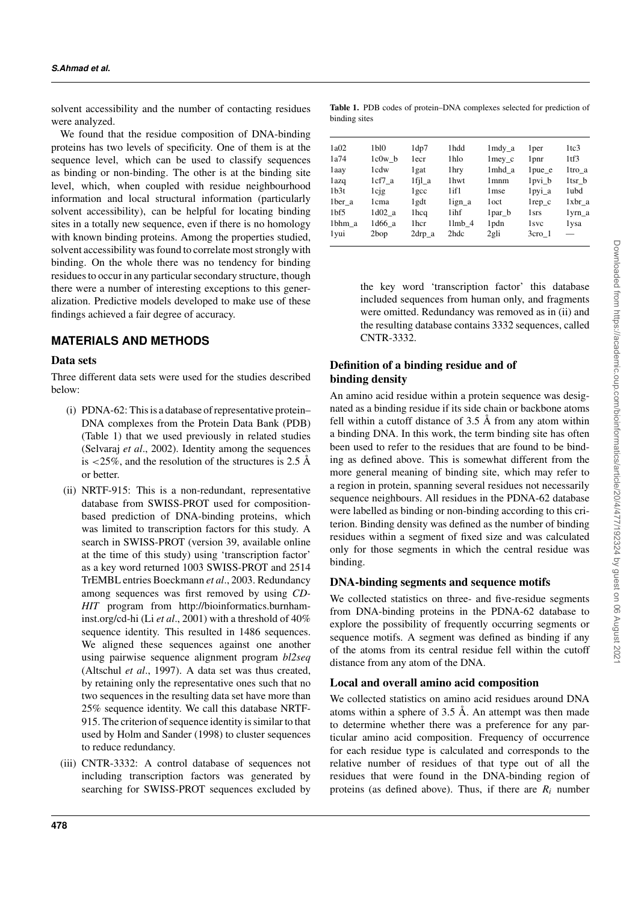solvent accessibility and the number of contacting residues were analyzed.

We found that the residue composition of DNA-binding proteins has two levels of specificity. One of them is at the sequence level, which can be used to classify sequences as binding or non-binding. The other is at the binding site level, which, when coupled with residue neighbourhood information and local structural information (particularly solvent accessibility), can be helpful for locating binding sites in a totally new sequence, even if there is no homology with known binding proteins. Among the properties studied, solvent accessibility was found to correlate most strongly with binding. On the whole there was no tendency for binding residues to occur in any particular secondary structure, though there were a number of interesting exceptions to this generalization. Predictive models developed to make use of these findings achieved a fair degree of accuracy.

## MATERIALS AND METHODS

### Data sets

Three different data sets were used for the studies described below:

(i) PDNA-62: This is a database of representative protein–DNA complexes from the Protein Data Bank (PDB) (Table 1) that we used previously in related studies (Selvaraj *et al*., 2002). Identity among the sequences is <25%, and the resolution of the structures is 2.5 Å or better.

(ii) NRTF-915: This is a non-redundant, representative database from SWISS-PROT used for composition-based prediction of DNA-binding proteins, which was limited to transcription factors for this study. A search in SWISS-PROT (version 39, available online at the time of this study) using 'transcription factor' as a key word returned 1003 SWISS-PROT and 2514 TrEMBL entries Boeckmann *et al*., 2003. Redundancy among sequences was first removed by using *CD-HIT* program from http://bioinformatics.burnham-inst.org/cd-hi (Li *et al*., 2001) with a threshold of 40% sequence identity. This resulted in 1486 sequences. We aligned these sequences against one another using pairwise sequence alignment program *bl2seq* (Altschul *et al*., 1997). A data set was thus created, by retaining only the representative ones such that no two sequences in the resulting data set have more than 25% sequence identity. We call this database NRTF-915. The criterion of sequence identity is similar to that used by Holm and Sander (1998) to cluster sequences to reduce redundancy.

(iii) CNTR-3332: A control database of sequences not including transcription factors was generated by searching for SWISS-PROT sequences excluded by the key word 'transcription factor' this database included sequences from human only, and fragments were omitted. Redundancy was removed as in (ii) and the resulting database contains 3332 sequences, called CNTR-3332.

**Table 1.** PDB codes of protein–DNA complexes selected for prediction of binding sites

| | | | | | | |
|---|---|---|---|---|---|---|
| 1a02 | 1bl0 | 1dp7 | 1hdd | 1mdy_a | 1per | 1tc3 |
| 1a74 | 1c0w_b | 1ecr | 1hlo | 1mey_c | 1pnr | 1tf3 |
| 1aay | 1cdw | 1gat | 1hry | 1mhd_a | 1pue_e | 1tro_a |
| 1azq | 1cf7_a | 1fjl_a | 1hwt | 1mnm | 1pvi_b | 1tsr_b |
| 1b3t | 1cjg | 1gcc | 1if1 | 1mse | 1pyi_a | 1ubd |
| 1ber_a | 1cma | 1gdt | 1ign_a | 1oct | 1rep_c | 1xbr_a |
| 1bf5 | 1d02_a | 1hcq | 1ihf | 1par_b | 1srs | 1yrn_a |
| 1bhm_a | 1d66_a | 1hcr | 1lmb_4 | 1pdn | 1svc | 1ysa |
| 1yui | 2bop | 2drp_a | 2hdc | 2gli | 3cro_1 | — |

### Definition of a binding residue and of binding density

An amino acid residue within a protein sequence was designated as a binding residue if its side chain or backbone atoms fell within a cutoff distance of 3.5 Å from any atom within a binding DNA. In this work, the term binding site has often been used to refer to the residues that are found to be binding as defined above. This is somewhat different from the more general meaning of binding site, which may refer to a region in protein, spanning several residues not necessarily sequence neighbours. All residues in the PDNA-62 database were labelled as binding or non-binding according to this criterion. Binding density was defined as the number of binding residues within a segment of fixed size and was calculated only for those segments in which the central residue was binding.

### DNA-binding segments and sequence motifs

We collected statistics on three- and five-residue segments from DNA-binding proteins in the PDNA-62 database to explore the possibility of frequently occurring segments or sequence motifs. A segment was defined as binding if any of the atoms from its central residue fell within the cutoff distance from any atom of the DNA.

### Local and overall amino acid composition

We collected statistics on amino acid residues around DNA atoms within a sphere of 3.5 Å. An attempt was then made to determine whether there was a preference for any particular amino acid composition. Frequency of occurrence for each residue type is calculated and corresponds to the relative number of residues of that type out of all the residues that were found in the DNA-binding region of proteins (as defined above). Thus, if there are $R_i$ number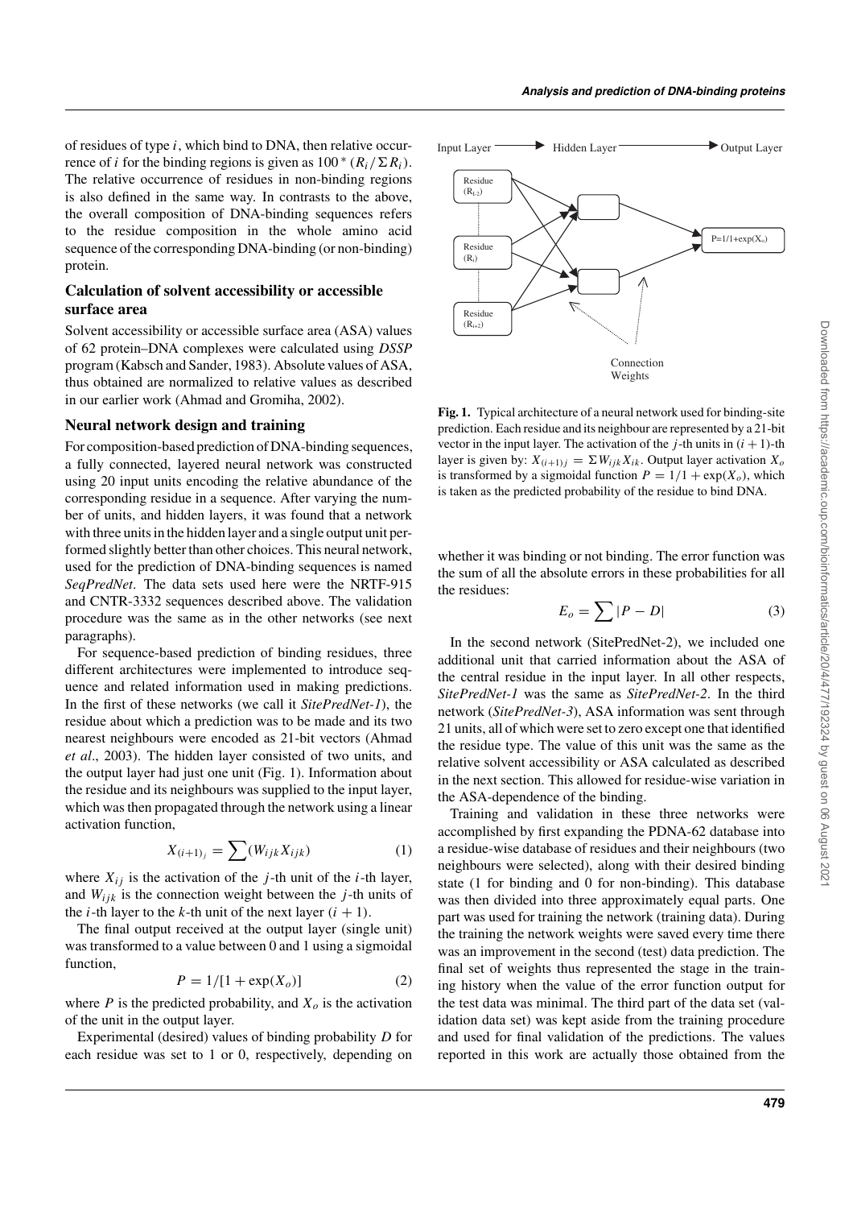of residues of type $i$, which bind to DNA, then relative occurrence of $i$ for the binding regions is given as $100 * (R_i/\Sigma R_i)$. The relative occurrence of residues in non-binding regions is also defined in the same way. In contrasts to the above, the overall composition of DNA-binding sequences refers to the residue composition in the whole amino acid sequence of the corresponding DNA-binding (or non-binding) protein.

## Calculation of solvent accessibility or accessible surface area

Solvent accessibility or accessible surface area (ASA) values of 62 protein–DNA complexes were calculated using *DSSP* program (Kabsch and Sander, 1983). Absolute values of ASA, thus obtained are normalized to relative values as described in our earlier work (Ahmad and Gromiha, 2002).

## Neural network design and training

For composition-based prediction of DNA-binding sequences, a fully connected, layered neural network was constructed using 20 input units encoding the relative abundance of the corresponding residue in a sequence. After varying the number of units, and hidden layers, it was found that a network with three units in the hidden layer and a single output unit performed slightly better than other choices. This neural network, used for the prediction of DNA-binding sequences is named *SeqPredNet*. The data sets used here were the NRTF-915 and CNTR-3332 sequences described above. The validation procedure was the same as in the other networks (see next paragraphs).

For sequence-based prediction of binding residues, three different architectures were implemented to introduce sequence and related information used in making predictions. In the first of these networks (we call it *SitePredNet-1*), the residue about which a prediction was to be made and its two nearest neighbours were encoded as 21-bit vectors (Ahmad *et al*., 2003). The hidden layer consisted of two units, and the output layer had just one unit (Fig. 1). Information about the residue and its neighbours was supplied to the input layer, which was then propagated through the network using a linear activation function,

$$X_{(i+1)_j} = \sum (W_{ijk} X_{ijk}) \tag{1}$$

where $X_{ij}$ is the activation of the $j$-th unit of the $i$-th layer, and $W_{ijk}$ is the connection weight between the $j$-th units of the $i$-th layer to the $k$-th unit of the next layer $(i + 1)$.

The final output received at the output layer (single unit) was transformed to a value between 0 and 1 using a sigmoidal function,

$$P = 1/[1 + \exp(X_o)] \tag{2}$$

where $P$ is the predicted probability, and $X_o$ is the activation of the unit in the output layer.

Experimental (desired) values of binding probability $D$ for each residue was set to 1 or 0, respectively, depending on whether it was binding or not binding. The error function was the sum of all the absolute errors in these probabilities for all the residues:

$$E_o = \sum |P - D| \tag{3}$$

In the second network (SitePredNet-2), we included one additional unit that carried information about the ASA of the central residue in the input layer. In all other respects, *SitePredNet-1* was the same as *SitePredNet-2*. In the third network (*SitePredNet-3*), ASA information was sent through 21 units, all of which were set to zero except one that identified the residue type. The value of this unit was the same as the relative solvent accessibility or ASA calculated as described in the next section. This allowed for residue-wise variation in the ASA-dependence of the binding.

Training and validation in these three networks were accomplished by first expanding the PDNA-62 database into a residue-wise database of residues and their neighbours (two neighbours were selected), along with their desired binding state (1 for binding and 0 for non-binding). This database was then divided into three approximately equal parts. One part was used for training the network (training data). During the training the network weights were saved every time there was an improvement in the second (test) data prediction. The final set of weights thus represented the stage in the training history when the value of the error function output for the test data was minimal. The third part of the data set (validation data set) was kept aside from the training procedure and used for final validation of the predictions. The values reported in this work are actually those obtained from the

Input Layer → Hidden Layer → Output Layer

Residue ($R_{i-2}$), Residue ($R_i$), Residue ($R_{i+2}$) → $P=1/1+\exp(X_o)$; Connection Weights

**Fig. 1.** Typical architecture of a neural network used for binding-site prediction. Each residue and its neighbour are represented by a 21-bit vector in the input layer. The activation of the $j$-th units in $(i + 1)$-th layer is given by: $X_{(i+1)j} = \Sigma W_{ijk} X_{ik}$. Output layer activation $X_o$ is transformed by a sigmoidal function $P = 1/1 + \exp(X_o)$, which is taken as the predicted probability of the residue to bind DNA.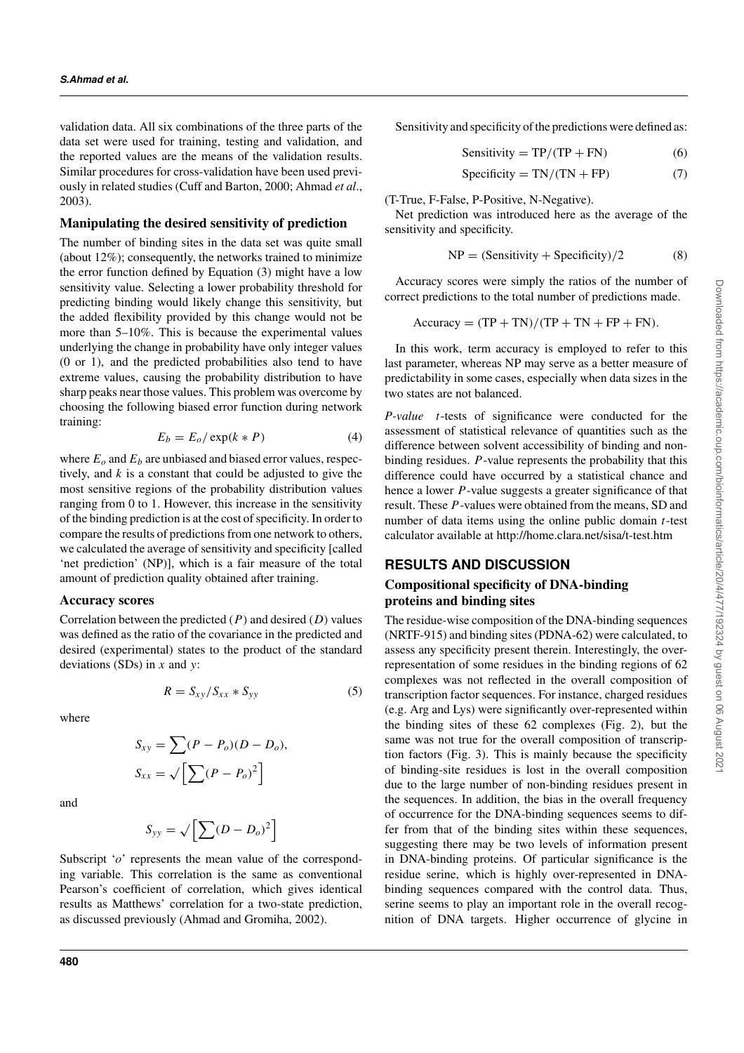validation data. All six combinations of the three parts of the data set were used for training, testing and validation, and the reported values are the means of the validation results. Similar procedures for cross-validation have been used previously in related studies (Cuff and Barton, 2000; Ahmad *et al*., 2003).

### Manipulating the desired sensitivity of prediction

The number of binding sites in the data set was quite small (about 12%); consequently, the networks trained to minimize the error function defined by Equation (3) might have a low sensitivity value. Selecting a lower probability threshold for predicting binding would likely change this sensitivity, but the added flexibility provided by this change would not be more than 5–10%. This is because the experimental values underlying the change in probability have only integer values (0 or 1), and the predicted probabilities also tend to have extreme values, causing the probability distribution to have sharp peaks near those values. This problem was overcome by choosing the following biased error function during network training:

$$E_b = E_o / \exp(k * P) \quad (4)$$

where $E_o$ and $E_b$ are unbiased and biased error values, respectively, and $k$ is a constant that could be adjusted to give the most sensitive regions of the probability distribution values ranging from 0 to 1. However, this increase in the sensitivity of the binding prediction is at the cost of specificity. In order to compare the results of predictions from one network to others, we calculated the average of sensitivity and specificity [called 'net prediction' (NP)], which is a fair measure of the total amount of prediction quality obtained after training.

### Accuracy scores

Correlation between the predicted ($P$) and desired ($D$) values was defined as the ratio of the covariance in the predicted and desired (experimental) states to the product of the standard deviations (SDs) in $x$ and $y$:

$$R = S_{xy} / S_{xx} * S_{yy} \quad (5)$$

where

$$S_{xy} = \sum (P - P_o)(D - D_o),$$

$$S_{xx} = \sqrt{\left[\sum (P - P_o)^2\right]}$$

and

$$S_{yy} = \sqrt{\left[\sum (D - D_o)^2\right]}$$

Subscript '$o$' represents the mean value of the corresponding variable. This correlation is the same as conventional Pearson's coefficient of correlation, which gives identical results as Matthews' correlation for a two-state prediction, as discussed previously (Ahmad and Gromiha, 2002).

Sensitivity and specificity of the predictions were defined as:

$$\text{Sensitivity} = \text{TP}/(\text{TP} + \text{FN}) \quad (6)$$

$$\text{Specificity} = \text{TN}/(\text{TN} + \text{FP}) \quad (7)$$

(T-True, F-False, P-Positive, N-Negative).

Net prediction was introduced here as the average of the sensitivity and specificity.

$$\text{NP} = (\text{Sensitivity} + \text{Specificity})/2 \quad (8)$$

Accuracy scores were simply the ratios of the number of correct predictions to the total number of predictions made.

$$\text{Accuracy} = (\text{TP} + \text{TN})/(\text{TP} + \text{TN} + \text{FP} + \text{FN}).$$

In this work, term accuracy is employed to refer to this last parameter, whereas NP may serve as a better measure of predictability in some cases, especially when data sizes in the two states are not balanced.

*P-value* $t$-tests of significance were conducted for the assessment of statistical relevance of quantities such as the difference between solvent accessibility of binding and non-binding residues. $P$-value represents the probability that this difference could have occurred by a statistical chance and hence a lower $P$-value suggests a greater significance of that result. These $P$-values were obtained from the means, SD and number of data items using the online public domain $t$-test calculator available at http://home.clara.net/sisa/t-test.htm

## RESULTS AND DISCUSSION

### Compositional specificity of DNA-binding proteins and binding sites

The residue-wise composition of the DNA-binding sequences (NRTF-915) and binding sites (PDNA-62) were calculated, to assess any specificity present therein. Interestingly, the over-representation of some residues in the binding regions of 62 complexes was not reflected in the overall composition of transcription factor sequences. For instance, charged residues (e.g. Arg and Lys) were significantly over-represented within the binding sites of these 62 complexes (Fig. 2), but the same was not true for the overall composition of transcription factors (Fig. 3). This is mainly because the specificity of binding-site residues is lost in the overall composition due to the large number of non-binding residues present in the sequences. In addition, the bias in the overall frequency of occurrence for the DNA-binding sequences seems to differ from that of the binding sites within these sequences, suggesting there may be two levels of information present in DNA-binding proteins. Of particular significance is the residue serine, which is highly over-represented in DNA-binding sequences compared with the control data. Thus, serine seems to play an important role in the overall recognition of DNA targets. Higher occurrence of glycine in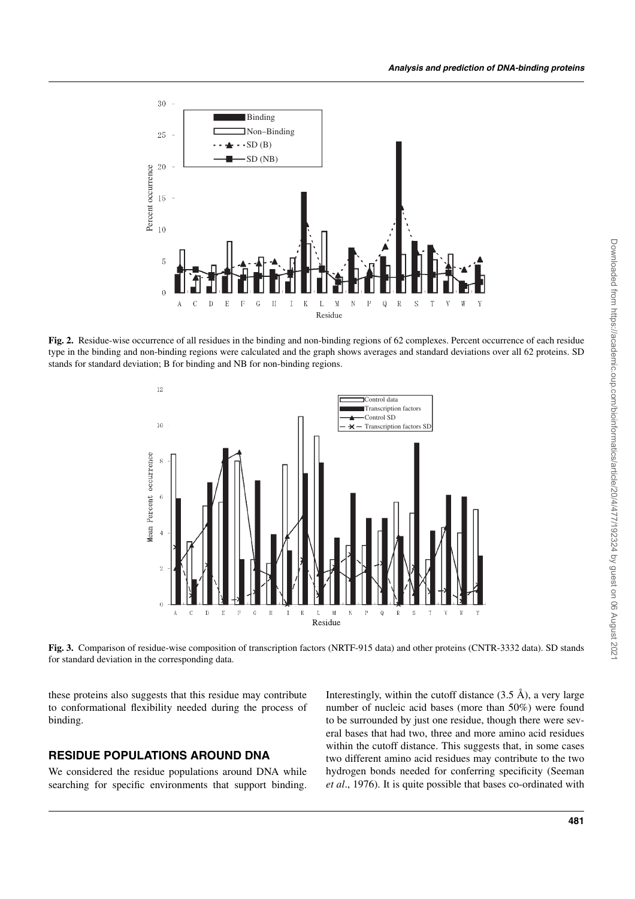**Fig. 2.** Residue-wise occurrence of all residues in the binding and non-binding regions of 62 complexes. Percent occurrence of each residue type in the binding and non-binding regions were calculated and the graph shows averages and standard deviations over all 62 proteins. SD stands for standard deviation; B for binding and NB for non-binding regions.

**Fig. 3.** Comparison of residue-wise composition of transcription factors (NRTF-915 data) and other proteins (CNTR-3332 data). SD stands for standard deviation in the corresponding data.

these proteins also suggests that this residue may contribute to conformational flexibility needed during the process of binding.

## RESIDUE POPULATIONS AROUND DNA

We considered the residue populations around DNA while searching for specific environments that support binding. Interestingly, within the cutoff distance (3.5 Å), a very large number of nucleic acid bases (more than 50%) were found to be surrounded by just one residue, though there were several bases that had two, three and more amino acid residues within the cutoff distance. This suggests that, in some cases two different amino acid residues may contribute to the two hydrogen bonds needed for conferring specificity (Seeman *et al*., 1976). It is quite possible that bases co-ordinated with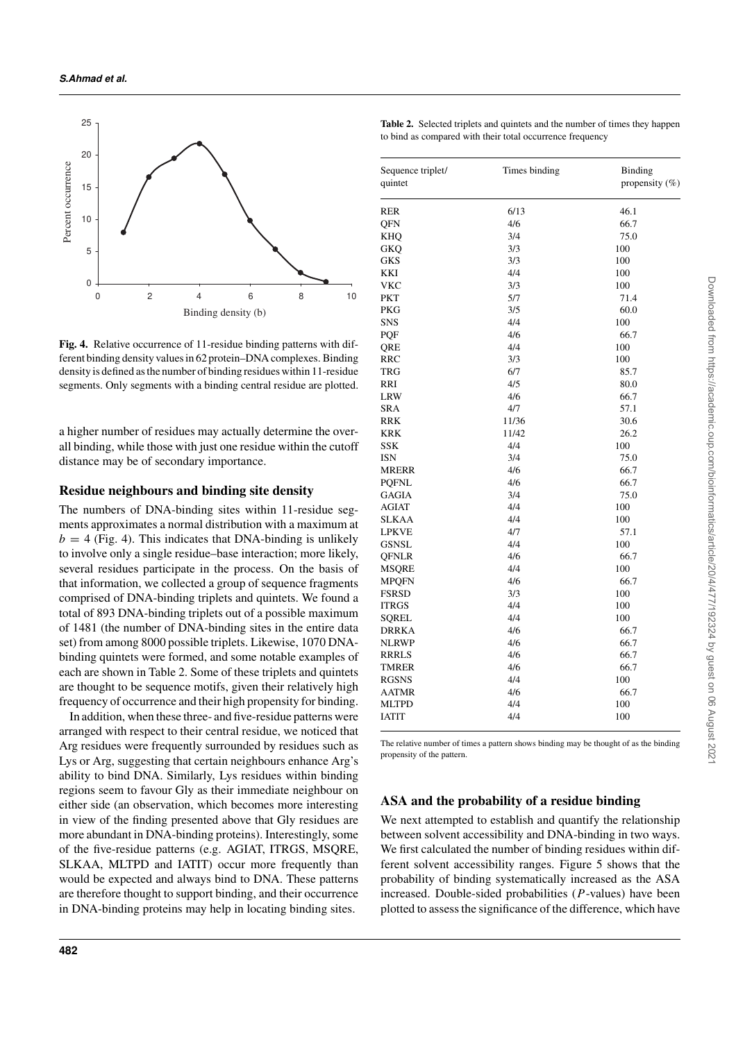**Fig. 4.** Relative occurrence of 11-residue binding patterns with different binding density values in 62 protein–DNA complexes. Binding density is defined as the number of binding residues within 11-residue segments. Only segments with a binding central residue are plotted.

a higher number of residues may actually determine the overall binding, while those with just one residue within the cutoff distance may be of secondary importance.

## Residue neighbours and binding site density

The numbers of DNA-binding sites within 11-residue segments approximates a normal distribution with a maximum at $b = 4$ (Fig. 4). This indicates that DNA-binding is unlikely to involve only a single residue–base interaction; more likely, several residues participate in the process. On the basis of that information, we collected a group of sequence fragments comprised of DNA-binding triplets and quintets. We found a total of 893 DNA-binding triplets out of a possible maximum of 1481 (the number of DNA-binding sites in the entire data set) from among 8000 possible triplets. Likewise, 1070 DNA-binding quintets were formed, and some notable examples of each are shown in Table 2. Some of these triplets and quintets are thought to be sequence motifs, given their relatively high frequency of occurrence and their high propensity for binding.

In addition, when these three- and five-residue patterns were arranged with respect to their central residue, we noticed that Arg residues were frequently surrounded by residues such as Lys or Arg, suggesting that certain neighbours enhance Arg's ability to bind DNA. Similarly, Lys residues within binding regions seem to favour Gly as their immediate neighbour on either side (an observation, which becomes more interesting in view of the finding presented above that Gly residues are more abundant in DNA-binding proteins). Interestingly, some of the five-residue patterns (e.g. AGIAT, ITRGS, MSQRE, SLKAA, MLTPD and IATIT) occur more frequently than would be expected and always bind to DNA. These patterns are therefore thought to support binding, and their occurrence in DNA-binding proteins may help in locating binding sites.

**Table 2.** Selected triplets and quintets and the number of times they happen to bind as compared with their total occurrence frequency

| Sequence triplet/ quintet | Times binding | Binding propensity (%) |
|---|---|---|
| RER | 6/13 | 46.1 |
| QFN | 4/6 | 66.7 |
| KHQ | 3/4 | 75.0 |
| GKQ | 3/3 | 100 |
| GKS | 3/3 | 100 |
| KKI | 4/4 | 100 |
| VKC | 3/3 | 100 |
| PKT | 5/7 | 71.4 |
| PKG | 3/5 | 60.0 |
| SNS | 4/4 | 100 |
| PQF | 4/6 | 66.7 |
| QRE | 4/4 | 100 |
| RRC | 3/3 | 100 |
| TRG | 6/7 | 85.7 |
| RRI | 4/5 | 80.0 |
| LRW | 4/6 | 66.7 |
| SRA | 4/7 | 57.1 |
| RRK | 11/36 | 30.6 |
| KRK | 11/42 | 26.2 |
| SSK | 4/4 | 100 |
| ISN | 3/4 | 75.0 |
| MRERR | 4/6 | 66.7 |
| PQFNL | 4/6 | 66.7 |
| GAGIA | 3/4 | 75.0 |
| AGIAT | 4/4 | 100 |
| SLKAA | 4/4 | 100 |
| LPKVE | 4/7 | 57.1 |
| GSNSL | 4/4 | 100 |
| QFNLR | 4/6 | 66.7 |
| MSQRE | 4/4 | 100 |
| MPQFN | 4/6 | 66.7 |
| FSRSD | 3/3 | 100 |
| ITRGS | 4/4 | 100 |
| SQREL | 4/4 | 100 |
| DRRKA | 4/6 | 66.7 |
| NLRWP | 4/6 | 66.7 |
| RRRLS | 4/6 | 66.7 |
| TMRER | 4/6 | 66.7 |
| RGSNS | 4/4 | 100 |
| AATMR | 4/6 | 66.7 |
| MLTPD | 4/4 | 100 |
| IATIT | 4/4 | 100 |

The relative number of times a pattern shows binding may be thought of as the binding propensity of the pattern.

## ASA and the probability of a residue binding

We next attempted to establish and quantify the relationship between solvent accessibility and DNA-binding in two ways. We first calculated the number of binding residues within different solvent accessibility ranges. Figure 5 shows that the probability of binding systematically increased as the ASA increased. Double-sided probabilities ($P$-values) have been plotted to assess the significance of the difference, which have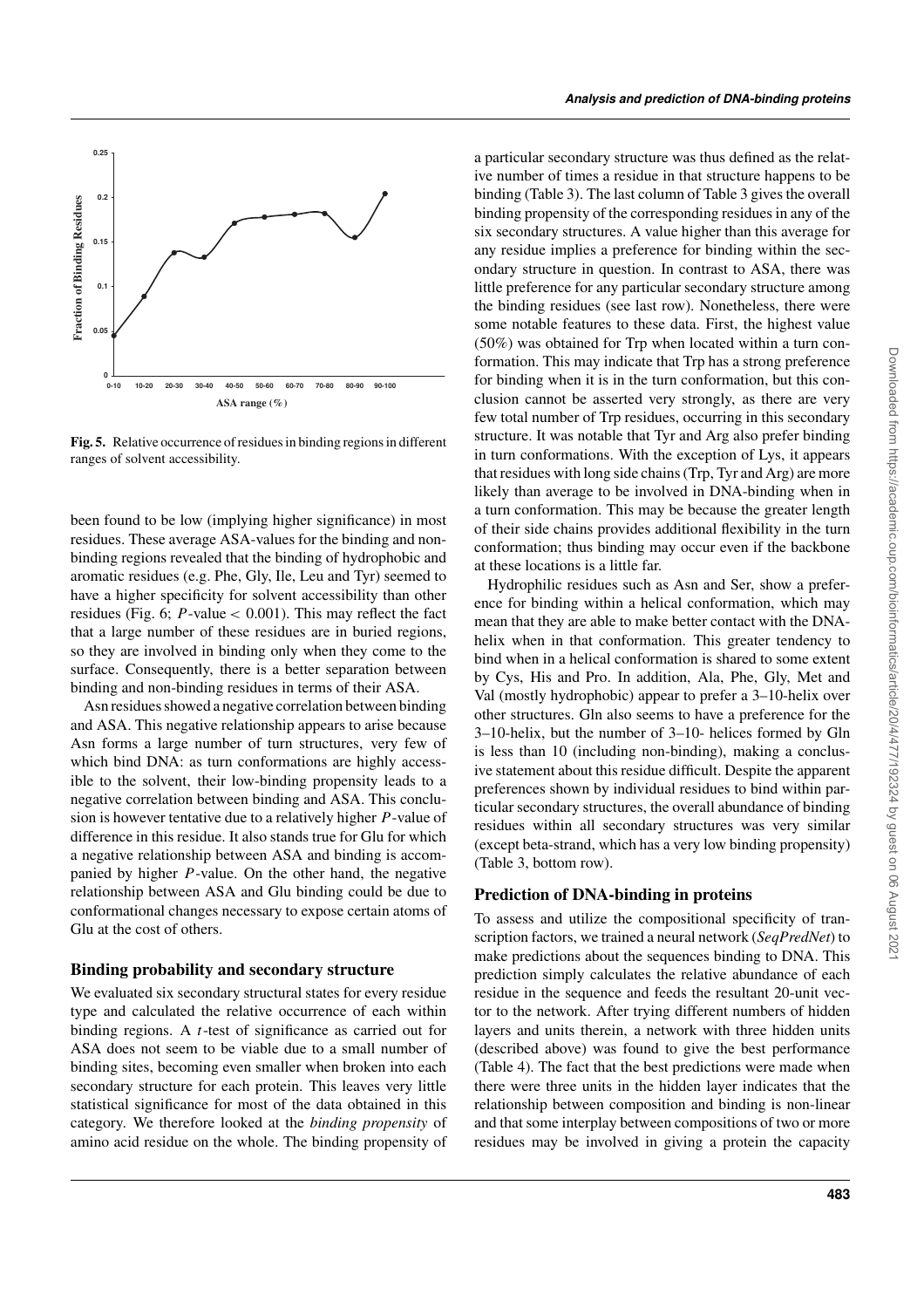0.25

0.2

0.15

0.1

0.05

0

Fraction of Binding Residues

0-10 10-20 20-30 30-40 40-50 50-60 60-70 70-80 80-90 90-100

ASA range (%)

**Fig. 5.** Relative occurrence of residues in binding regions in different ranges of solvent accessibility.

been found to be low (implying higher significance) in most residues. These average ASA-values for the binding and non-binding regions revealed that the binding of hydrophobic and aromatic residues (e.g. Phe, Gly, Ile, Leu and Tyr) seemed to have a higher specificity for solvent accessibility than other residues (Fig. 6; $P$-value $< 0.001$). This may reflect the fact that a large number of these residues are in buried regions, so they are involved in binding only when they come to the surface. Consequently, there is a better separation between binding and non-binding residues in terms of their ASA.

Asn residues showed a negative correlation between binding and ASA. This negative relationship appears to arise because Asn forms a large number of turn structures, very few of which bind DNA: as turn conformations are highly accessible to the solvent, their low-binding propensity leads to a negative correlation between binding and ASA. This conclusion is however tentative due to a relatively higher $P$-value of difference in this residue. It also stands true for Glu for which a negative relationship between ASA and binding is accompanied by higher $P$-value. On the other hand, the negative relationship between ASA and Glu binding could be due to conformational changes necessary to expose certain atoms of Glu at the cost of others.

## Binding probability and secondary structure

We evaluated six secondary structural states for every residue type and calculated the relative occurrence of each within binding regions. A $t$-test of significance as carried out for ASA does not seem to be viable due to a small number of binding sites, becoming even smaller when broken into each secondary structure for each protein. This leaves very little statistical significance for most of the data obtained in this category. We therefore looked at the *binding propensity* of amino acid residue on the whole. The binding propensity of a particular secondary structure was thus defined as the relative number of times a residue in that structure happens to be binding (Table 3). The last column of Table 3 gives the overall binding propensity of the corresponding residues in any of the six secondary structures. A value higher than this average for any residue implies a preference for binding within the secondary structure in question. In contrast to ASA, there was little preference for any particular secondary structure among the binding residues (see last row). Nonetheless, there were some notable features to these data. First, the highest value (50%) was obtained for Trp when located within a turn conformation. This may indicate that Trp has a strong preference for binding when it is in the turn conformation, but this conclusion cannot be asserted very strongly, as there are very few total number of Trp residues, occurring in this secondary structure. It was notable that Tyr and Arg also prefer binding in turn conformations. With the exception of Lys, it appears that residues with long side chains (Trp, Tyr and Arg) are more likely than average to be involved in DNA-binding when in a turn conformation. This may be because the greater length of their side chains provides additional flexibility in the turn conformation; thus binding may occur even if the backbone at these locations is a little far.

Hydrophilic residues such as Asn and Ser, show a preference for binding within a helical conformation, which may mean that they are able to make better contact with the DNA-helix when in that conformation. This greater tendency to bind when in a helical conformation is shared to some extent by Cys, His and Pro. In addition, Ala, Phe, Gly, Met and Val (mostly hydrophobic) appear to prefer a 3–10-helix over other structures. Gln also seems to have a preference for the 3–10-helix, but the number of 3–10- helices formed by Gln is less than 10 (including non-binding), making a conclusive statement about this residue difficult. Despite the apparent preferences shown by individual residues to bind within particular secondary structures, the overall abundance of binding residues within all secondary structures was very similar (except beta-strand, which has a very low binding propensity) (Table 3, bottom row).

## Prediction of DNA-binding in proteins

To assess and utilize the compositional specificity of transcription factors, we trained a neural network (*SeqPredNet*) to make predictions about the sequences binding to DNA. This prediction simply calculates the relative abundance of each residue in the sequence and feeds the resultant 20-unit vector to the network. After trying different numbers of hidden layers and units therein, a network with three hidden units (described above) was found to give the best performance (Table 4). The fact that the best predictions were made when there were three units in the hidden layer indicates that the relationship between composition and binding is non-linear and that some interplay between compositions of two or more residues may be involved in giving a protein the capacity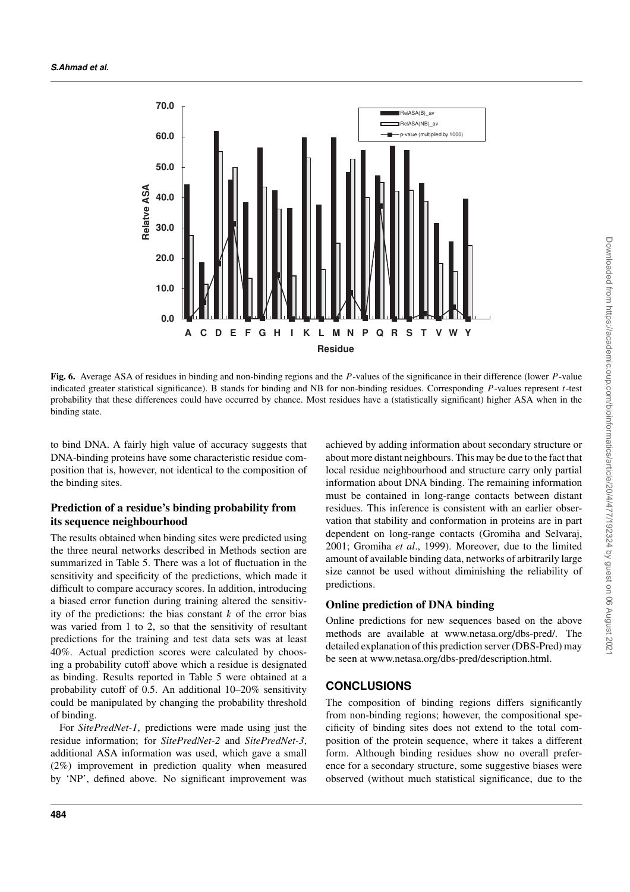**Fig. 6.** Average ASA of residues in binding and non-binding regions and the $P$-values of the significance in their difference (lower $P$-value indicated greater statistical significance). B stands for binding and NB for non-binding residues. Corresponding $P$-values represent $t$-test probability that these differences could have occurred by chance. Most residues have a (statistically significant) higher ASA when in the binding state.

to bind DNA. A fairly high value of accuracy suggests that DNA-binding proteins have some characteristic residue composition that is, however, not identical to the composition of the binding sites.

### Prediction of a residue's binding probability from its sequence neighbourhood

The results obtained when binding sites were predicted using the three neural networks described in Methods section are summarized in Table 5. There was a lot of fluctuation in the sensitivity and specificity of the predictions, which made it difficult to compare accuracy scores. In addition, introducing a biased error function during training altered the sensitivity of the predictions: the bias constant $k$ of the error bias was varied from 1 to 2, so that the sensitivity of resultant predictions for the training and test data sets was at least 40%. Actual prediction scores were calculated by choosing a probability cutoff above which a residue is designated as binding. Results reported in Table 5 were obtained at a probability cutoff of 0.5. An additional 10–20% sensitivity could be manipulated by changing the probability threshold of binding.

For *SitePredNet-1*, predictions were made using just the residue information; for *SitePredNet-2* and *SitePredNet-3*, additional ASA information was used, which gave a small (2%) improvement in prediction quality when measured by 'NP', defined above. No significant improvement was achieved by adding information about secondary structure or about more distant neighbours. This may be due to the fact that local residue neighbourhood and structure carry only partial information about DNA binding. The remaining information must be contained in long-range contacts between distant residues. This inference is consistent with an earlier observation that stability and conformation in proteins are in part dependent on long-range contacts (Gromiha and Selvaraj, 2001; Gromiha *et al*., 1999). Moreover, due to the limited amount of available binding data, networks of arbitrarily large size cannot be used without diminishing the reliability of predictions.

### Online prediction of DNA binding

Online predictions for new sequences based on the above methods are available at www.netasa.org/dbs-pred/. The detailed explanation of this prediction server (DBS-Pred) may be seen at www.netasa.org/dbs-pred/description.html.

## CONCLUSIONS

The composition of binding regions differs significantly from non-binding regions; however, the compositional specificity of binding sites does not extend to the total composition of the protein sequence, where it takes a different form. Although binding residues show no overall preference for a secondary structure, some suggestive biases were observed (without much statistical significance, due to the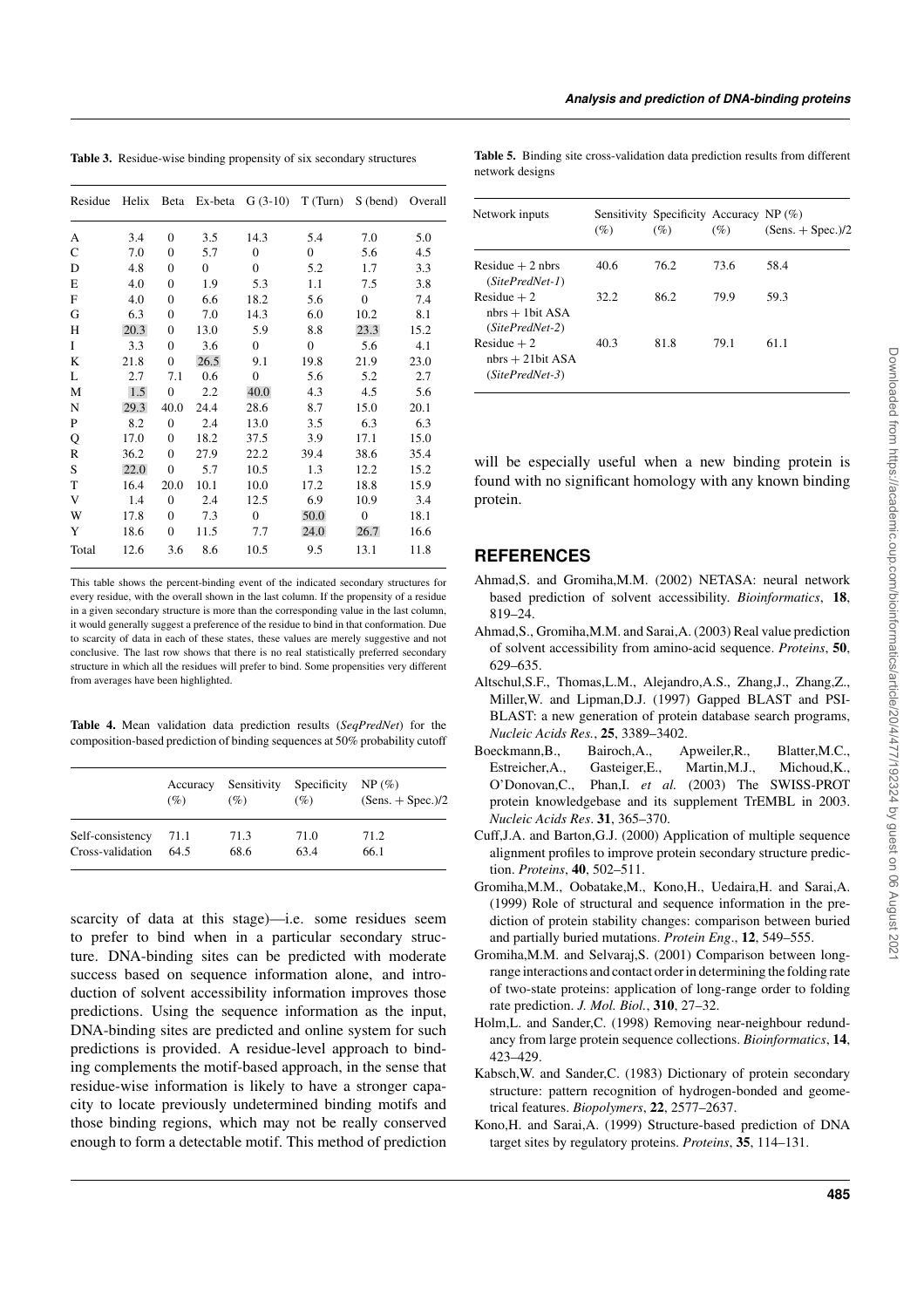**Table 3.** Residue-wise binding propensity of six secondary structures

| Residue | Helix | Beta | Ex-beta | G (3-10) | T (Turn) | S (bend) | Overall |
|---|---|---|---|---|---|---|---|
| A | 3.4 | 0 | 3.5 | 14.3 | 5.4 | 7.0 | 5.0 |
| C | 7.0 | 0 | 5.7 | 0 | 0 | 5.6 | 4.5 |
| D | 4.8 | 0 | 0 | 0 | 5.2 | 1.7 | 3.3 |
| E | 4.0 | 0 | 1.9 | 5.3 | 1.1 | 7.5 | 3.8 |
| F | 4.0 | 0 | 6.6 | 18.2 | 5.6 | 0 | 7.4 |
| G | 6.3 | 0 | 7.0 | 14.3 | 6.0 | 10.2 | 8.1 |
| H | 20.3 | 0 | 13.0 | 5.9 | 8.8 | 23.3 | 15.2 |
| I | 3.3 | 0 | 3.6 | 0 | 0 | 5.6 | 4.1 |
| K | 21.8 | 0 | 26.5 | 9.1 | 19.8 | 21.9 | 23.0 |
| L | 2.7 | 7.1 | 0.6 | 0 | 5.6 | 5.2 | 2.7 |
| M | 1.5 | 0 | 2.2 | 40.0 | 4.3 | 4.5 | 5.6 |
| N | 29.3 | 40.0 | 24.4 | 28.6 | 8.7 | 15.0 | 20.1 |
| P | 8.2 | 0 | 2.4 | 13.0 | 3.5 | 6.3 | 6.3 |
| Q | 17.0 | 0 | 18.2 | 37.5 | 3.9 | 17.1 | 15.0 |
| R | 36.2 | 0 | 27.9 | 22.2 | 39.4 | 38.6 | 35.4 |
| S | 22.0 | 0 | 5.7 | 10.5 | 1.3 | 12.2 | 15.2 |
| T | 16.4 | 20.0 | 10.1 | 10.0 | 17.2 | 18.8 | 15.9 |
| V | 1.4 | 0 | 2.4 | 12.5 | 6.9 | 10.9 | 3.4 |
| W | 17.8 | 0 | 7.3 | 0 | 50.0 | 0 | 18.1 |
| Y | 18.6 | 0 | 11.5 | 7.7 | 24.0 | 26.7 | 16.6 |
| Total | 12.6 | 3.6 | 8.6 | 10.5 | 9.5 | 13.1 | 11.8 |

This table shows the percent-binding event of the indicated secondary structures for every residue, with the overall shown in the last column. If the propensity of a residue in a given secondary structure is more than the corresponding value in the last column, it would generally suggest a preference of the residue to bind in that conformation. Due to scarcity of data in each of these states, these values are merely suggestive and not conclusive. The last row shows that there is no real statistically preferred secondary structure in which all the residues will prefer to bind. Some propensities very different from averages have been highlighted.

**Table 4.** Mean validation data prediction results (*SeqPredNet*) for the composition-based prediction of binding sequences at 50% probability cutoff

| | Accuracy (%) | Sensitivity (%) | Specificity (%) | NP (%) (Sens. + Spec.)/2 |
|---|---|---|---|---|
| Self-consistency | 71.1 | 71.3 | 71.0 | 71.2 |
| Cross-validation | 64.5 | 68.6 | 63.4 | 66.1 |

scarcity of data at this stage)—i.e. some residues seem to prefer to bind when in a particular secondary structure. DNA-binding sites can be predicted with moderate success based on sequence information alone, and introduction of solvent accessibility information improves those predictions. Using the sequence information as the input, DNA-binding sites are predicted and online system for such predictions is provided. A residue-level approach to binding complements the motif-based approach, in the sense that residue-wise information is likely to have a stronger capacity to locate previously undetermined binding motifs and those binding regions, which may not be really conserved enough to form a detectable motif. This method of prediction will be especially useful when a new binding protein is found with no significant homology with any known binding protein.

**Table 5.** Binding site cross-validation data prediction results from different network designs

| Network inputs | Sensitivity (%) | Specificity (%) | Accuracy (%) | NP (%) (Sens. + Spec.)/2 |
|---|---|---|---|---|
| Residue + 2 nbrs (*SitePredNet-1*) | 40.6 | 76.2 | 73.6 | 58.4 |
| Residue + 2 nbrs + 1bit ASA (*SitePredNet-2*) | 32.2 | 86.2 | 79.9 | 59.3 |
| Residue + 2 nbrs + 21bit ASA (*SitePredNet-3*) | 40.3 | 81.8 | 79.1 | 61.1 |

## REFERENCES

Ahmad,S. and Gromiha,M.M. (2002) NETASA: neural network based prediction of solvent accessibility. *Bioinformatics*, **18**, 819–24.

Ahmad,S., Gromiha,M.M. and Sarai,A. (2003) Real value prediction of solvent accessibility from amino-acid sequence. *Proteins*, **50**, 629–635.

Altschul,S.F., Thomas,L.M., Alejandro,A.S., Zhang,J., Zhang,Z., Miller,W. and Lipman,D.J. (1997) Gapped BLAST and PSI-BLAST: a new generation of protein database search programs, *Nucleic Acids Res.*, **25**, 3389–3402.

Boeckmann,B., Bairoch,A., Apweiler,R., Blatter,M.C., Estreicher,A., Gasteiger,E., Martin,M.J., Michoud,K., O'Donovan,C., Phan,I. *et al.* (2003) The SWISS-PROT protein knowledgebase and its supplement TrEMBL in 2003. *Nucleic Acids Res*. **31**, 365–370.

Cuff,J.A. and Barton,G.J. (2000) Application of multiple sequence alignment profiles to improve protein secondary structure prediction. *Proteins*, **40**, 502–511.

Gromiha,M.M., Oobatake,M., Kono,H., Uedaira,H. and Sarai,A. (1999) Role of structural and sequence information in the prediction of protein stability changes: comparison between buried and partially buried mutations. *Protein Eng*., **12**, 549–555.

Gromiha,M.M. and Selvaraj,S. (2001) Comparison between long-range interactions and contact order in determining the folding rate of two-state proteins: application of long-range order to folding rate prediction. *J. Mol. Biol.*, **310**, 27–32.

Holm,L. and Sander,C. (1998) Removing near-neighbour redundancy from large protein sequence collections. *Bioinformatics*, **14**, 423–429.

Kabsch,W. and Sander,C. (1983) Dictionary of protein secondary structure: pattern recognition of hydrogen-bonded and geometrical features. *Biopolymers*, **22**, 2577–2637.

Kono,H. and Sarai,A. (1999) Structure-based prediction of DNA target sites by regulatory proteins. *Proteins*, **35**, 114–131.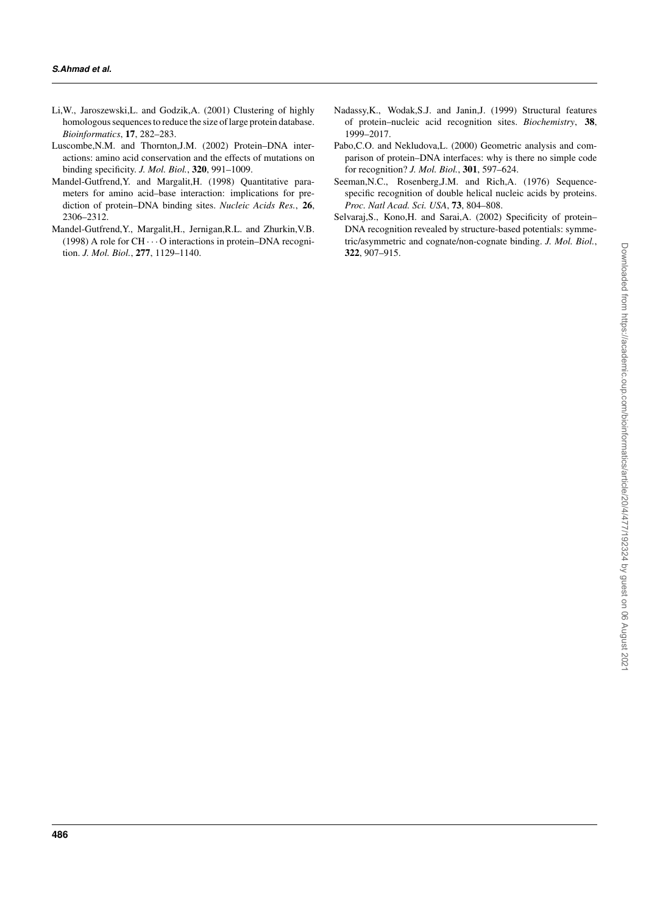Li,W., Jaroszewski,L. and Godzik,A. (2001) Clustering of highly homologous sequences to reduce the size of large protein database. *Bioinformatics*, **17**, 282–283.

Luscombe,N.M. and Thornton,J.M. (2002) Protein–DNA interactions: amino acid conservation and the effects of mutations on binding specificity. *J. Mol. Biol.*, **320**, 991–1009.

Mandel-Gutfrend,Y. and Margalit,H. (1998) Quantitative parameters for amino acid–base interaction: implications for prediction of protein–DNA binding sites. *Nucleic Acids Res.*, **26**, 2306–2312.

Mandel-Gutfrend,Y., Margalit,H., Jernigan,R.L. and Zhurkin,V.B. (1998) A role for CH···O interactions in protein–DNA recognition. *J. Mol. Biol.*, **277**, 1129–1140.

Nadassy,K., Wodak,S.J. and Janin,J. (1999) Structural features of protein–nucleic acid recognition sites. *Biochemistry*, **38**, 1999–2017.

Pabo,C.O. and Nekludova,L. (2000) Geometric analysis and comparison of protein–DNA interfaces: why is there no simple code for recognition? *J. Mol. Biol.*, **301**, 597–624.

Seeman,N.C., Rosenberg,J.M. and Rich,A. (1976) Sequence-specific recognition of double helical nucleic acids by proteins. *Proc. Natl Acad. Sci. USA*, **73**, 804–808.

Selvaraj,S., Kono,H. and Sarai,A. (2002) Specificity of protein–DNA recognition revealed by structure-based potentials: symmetric/asymmetric and cognate/non-cognate binding. *J. Mol. Biol.*, **322**, 907–915.